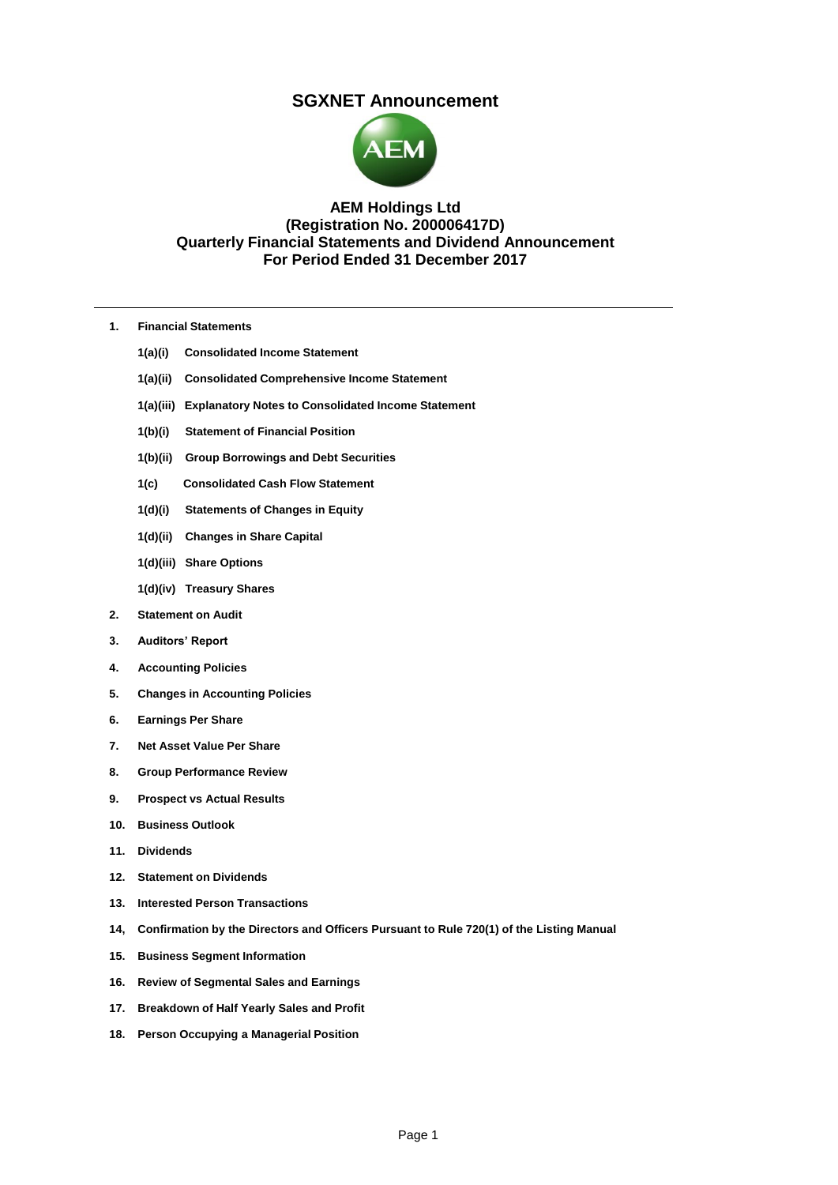# SGXNET Announcement

**AEM Holdings Ltd**
**(Registration No. 200006417D)**
**Quarterly Financial Statements and Dividend Announcement**
**For Period Ended 31 December 2017**

---

1. **Financial Statements**
   - **1(a)(i) Consolidated Income Statement**
   - **1(a)(ii) Consolidated Comprehensive Income Statement**
   - **1(a)(iii) Explanatory Notes to Consolidated Income Statement**
   - **1(b)(i) Statement of Financial Position**
   - **1(b)(ii) Group Borrowings and Debt Securities**
   - **1(c) Consolidated Cash Flow Statement**
   - **1(d)(i) Statements of Changes in Equity**
   - **1(d)(ii) Changes in Share Capital**
   - **1(d)(iii) Share Options**
   - **1(d)(iv) Treasury Shares**
2. **Statement on Audit**
3. **Auditors' Report**
4. **Accounting Policies**
5. **Changes in Accounting Policies**
6. **Earnings Per Share**
7. **Net Asset Value Per Share**
8. **Group Performance Review**
9. **Prospect vs Actual Results**
10. **Business Outlook**
11. **Dividends**
12. **Statement on Dividends**
13. **Interested Person Transactions**
14. **Confirmation by the Directors and Officers Pursuant to Rule 720(1) of the Listing Manual**
15. **Business Segment Information**
16. **Review of Segmental Sales and Earnings**
17. **Breakdown of Half Yearly Sales and Profit**
18. **Person Occupying a Managerial Position**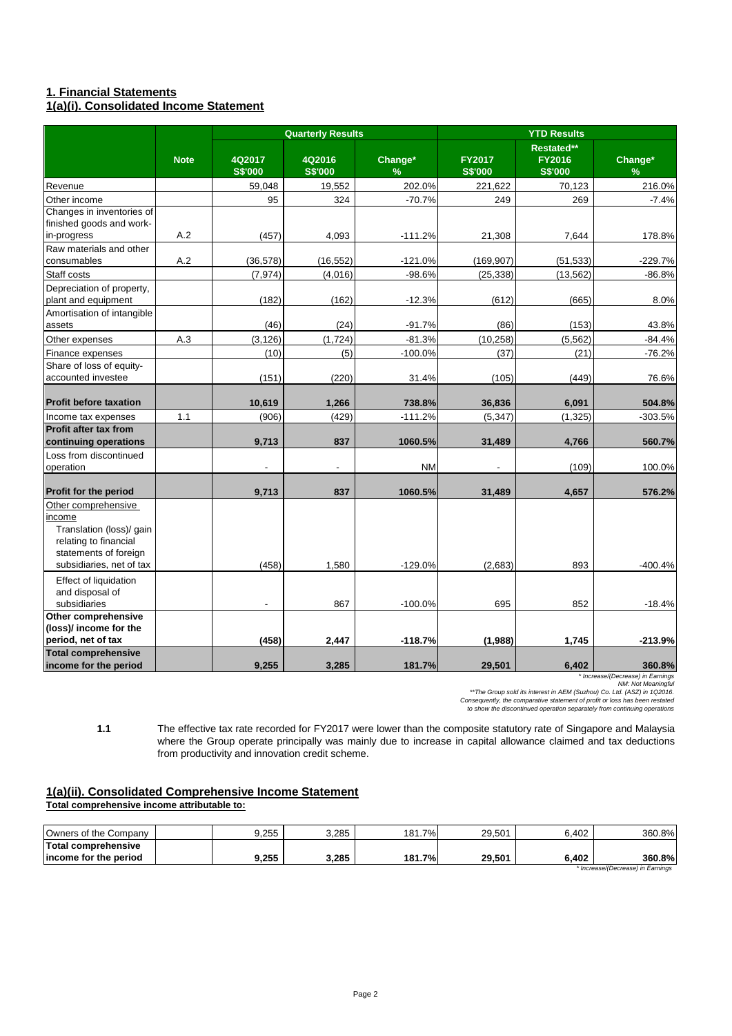## 1. Financial Statements

### 1(a)(i). Consolidated Income Statement

| | | Quarterly Results | | | YTD Results | | |
|---|---|---|---|---|---|---|---|
| | **Note** | **4Q2017 S$'000** | **4Q2016 S$'000** | **Change* %** | **FY2017 S$'000** | **Restated** FY2016 S$'000** | **Change* %** |
| Revenue | | 59,048 | 19,552 | 202.0% | 221,622 | 70,123 | 216.0% |
| Other income | | 95 | 324 | -70.7% | 249 | 269 | -7.4% |
| Changes in inventories of finished goods and work-in-progress | A.2 | (457) | 4,093 | -111.2% | 21,308 | 7,644 | 178.8% |
| Raw materials and other consumables | A.2 | (36,578) | (16,552) | -121.0% | (169,907) | (51,533) | -229.7% |
| Staff costs | | (7,974) | (4,016) | -98.6% | (25,338) | (13,562) | -86.8% |
| Depreciation of property, plant and equipment | | (182) | (162) | -12.3% | (612) | (665) | 8.0% |
| Amortisation of intangible assets | | (46) | (24) | -91.7% | (86) | (153) | 43.8% |
| Other expenses | A.3 | (3,126) | (1,724) | -81.3% | (10,258) | (5,562) | -84.4% |
| Finance expenses | | (10) | (5) | -100.0% | (37) | (21) | -76.2% |
| Share of loss of equity-accounted investee | | (151) | (220) | 31.4% | (105) | (449) | 76.6% |
| **Profit before taxation** | | **10,619** | **1,266** | **738.8%** | **36,836** | **6,091** | **504.8%** |
| Income tax expenses | 1.1 | (906) | (429) | -111.2% | (5,347) | (1,325) | -303.5% |
| **Profit after tax from continuing operations** | | **9,713** | **837** | **1060.5%** | **31,489** | **4,766** | **560.7%** |
| Loss from discontinued operation | | - | - | NM | - | (109) | 100.0% |
| **Profit for the period** | | **9,713** | **837** | **1060.5%** | **31,489** | **4,657** | **576.2%** |
| Other comprehensive income | | | | | | | |
| Translation (loss)/ gain relating to financial statements of foreign subsidiaries, net of tax | | (458) | 1,580 | -129.0% | (2,683) | 893 | -400.4% |
| Effect of liquidation and disposal of subsidiaries | | - | 867 | -100.0% | 695 | 852 | -18.4% |
| **Other comprehensive (loss)/ income for the period, net of tax** | | **(458)** | **2,447** | **-118.7%** | **(1,988)** | **1,745** | **-213.9%** |
| **Total comprehensive income for the period** | | **9,255** | **3,285** | **181.7%** | **29,501** | **6,402** | **360.8%** |

*\* Increase/(Decrease) in Earnings*
*NM: Not Meaningful*
*\*\*The Group sold its interest in AEM (Suzhou) Co. Ltd. (ASZ) in 1Q2016. Consequently, the comparative statement of profit or loss has been restated to show the discontinued operation separately from continuing operations*

**1.1** The effective tax rate recorded for FY2017 were lower than the composite statutory rate of Singapore and Malaysia where the Group operate principally was mainly due to increase in capital allowance claimed and tax deductions from productivity and innovation credit scheme.

### 1(a)(ii). Consolidated Comprehensive Income Statement

**Total comprehensive income attributable to:**

| | | 4Q2017 | 4Q2016 | Change* | FY2017 | FY2016 | Change* |
|---|---|---|---|---|---|---|---|
| Owners of the Company | | 9,255 | 3,285 | 181.7% | 29,501 | 6,402 | 360.8% |
| **Total comprehensive income for the period** | | **9,255** | **3,285** | **181.7%** | **29,501** | **6,402** | **360.8%** |

*\* Increase/(Decrease) in Earnings*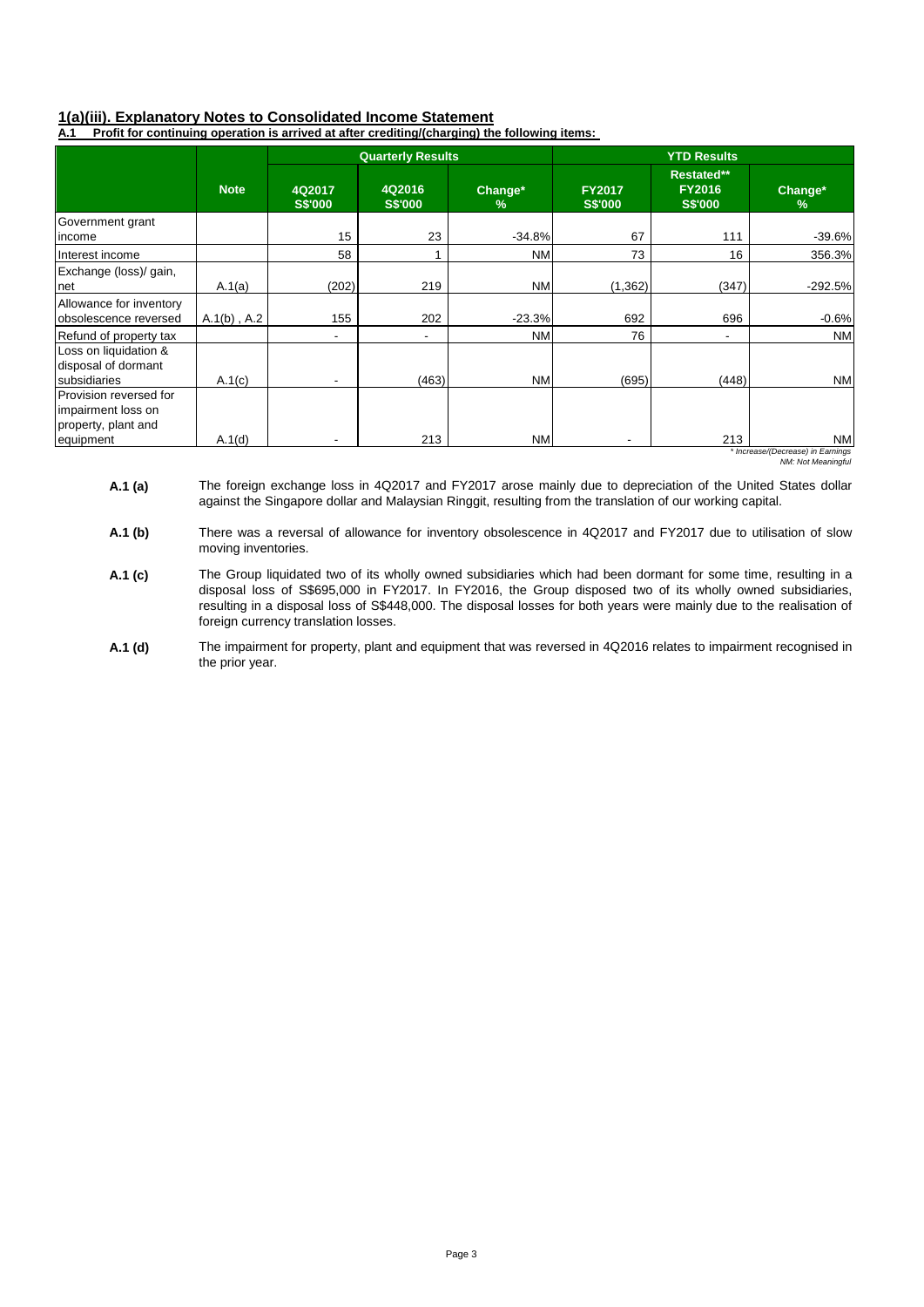## 1(a)(iii). Explanatory Notes to Consolidated Income Statement

**A.1 Profit for continuing operation is arrived at after crediting/(charging) the following items:**

| | Note | Quarterly Results | | | YTD Results | | |
|---|---|---|---|---|---|---|---|
| | | 4Q2017 S$'000 | 4Q2016 S$'000 | Change* % | FY2017 S$'000 | Restated** FY2016 S$'000 | Change* % |
| Government grant income | | 15 | 23 | -34.8% | 67 | 111 | -39.6% |
| Interest income | | 58 | 1 | NM | 73 | 16 | 356.3% |
| Exchange (loss)/ gain, net | A.1(a) | (202) | 219 | NM | (1,362) | (347) | -292.5% |
| Allowance for inventory obsolescence reversed | A.1(b) , A.2 | 155 | 202 | -23.3% | 692 | 696 | -0.6% |
| Refund of property tax | | - | - | NM | 76 | - | NM |
| Loss on liquidation & disposal of dormant subsidiaries | A.1(c) | - | (463) | NM | (695) | (448) | NM |
| Provision reversed for impairment loss on property, plant and equipment | A.1(d) | - | 213 | NM | - | 213 | NM |

*\* Increase/(Decrease) in Earnings*
*NM: Not Meaningful*

**A.1 (a)** The foreign exchange loss in 4Q2017 and FY2017 arose mainly due to depreciation of the United States dollar against the Singapore dollar and Malaysian Ringgit, resulting from the translation of our working capital.

**A.1 (b)** There was a reversal of allowance for inventory obsolescence in 4Q2017 and FY2017 due to utilisation of slow moving inventories.

**A.1 (c)** The Group liquidated two of its wholly owned subsidiaries which had been dormant for some time, resulting in a disposal loss of S$695,000 in FY2017. In FY2016, the Group disposed two of its wholly owned subsidiaries, resulting in a disposal loss of S$448,000. The disposal losses for both years were mainly due to the realisation of foreign currency translation losses.

**A.1 (d)** The impairment for property, plant and equipment that was reversed in 4Q2016 relates to impairment recognised in the prior year.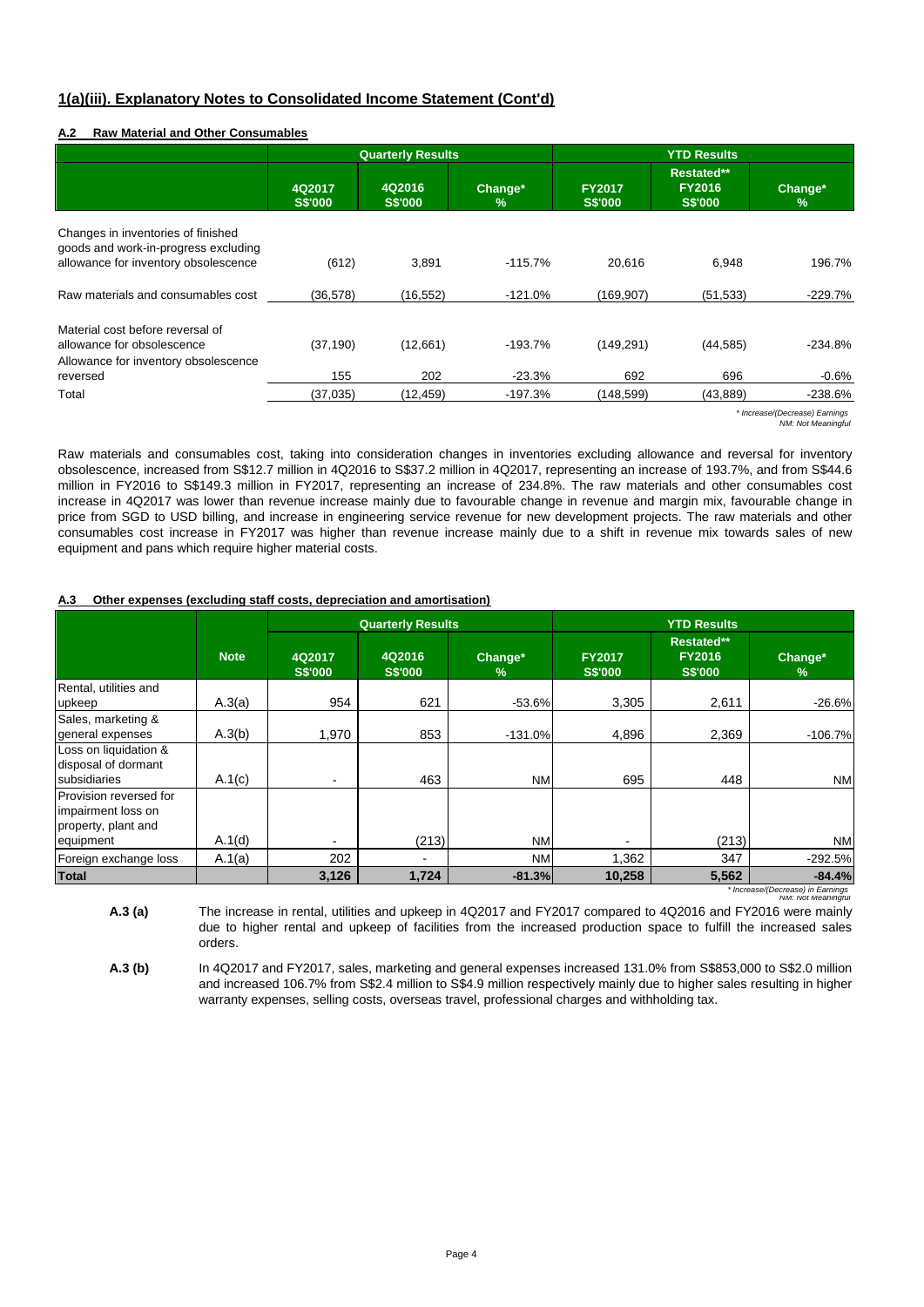## 1(a)(iii). Explanatory Notes to Consolidated Income Statement (Cont'd)

### A.2 Raw Material and Other Consumables

| | Quarterly Results | | | YTD Results | | |
|---|---|---|---|---|---|---|
| | 4Q2017 S$'000 | 4Q2016 S$'000 | Change* % | FY2017 S$'000 | Restated** FY2016 S$'000 | Change* % |
| Changes in inventories of finished goods and work-in-progress excluding allowance for inventory obsolescence | (612) | 3,891 | -115.7% | 20,616 | 6,948 | 196.7% |
| Raw materials and consumables cost | (36,578) | (16,552) | -121.0% | (169,907) | (51,533) | -229.7% |
| Material cost before reversal of allowance for obsolescence | (37,190) | (12,661) | -193.7% | (149,291) | (44,585) | -234.8% |
| Allowance for inventory obsolescence reversed | 155 | 202 | -23.3% | 692 | 696 | -0.6% |
| Total | (37,035) | (12,459) | -197.3% | (148,599) | (43,889) | -238.6% |

*\* Increase/(Decrease) Earnings*
*NM: Not Meaningful*

Raw materials and consumables cost, taking into consideration changes in inventories excluding allowance and reversal for inventory obsolescence, increased from S$12.7 million in 4Q2016 to S$37.2 million in 4Q2017, representing an increase of 193.7%, and from S$44.6 million in FY2016 to S$149.3 million in FY2017, representing an increase of 234.8%. The raw materials and other consumables cost increase in 4Q2017 was lower than revenue increase mainly due to favourable change in revenue and margin mix, favourable change in price from SGD to USD billing, and increase in engineering service revenue for new development projects. The raw materials and other consumables cost increase in FY2017 was higher than revenue increase mainly due to a shift in revenue mix towards sales of new equipment and pans which require higher material costs.

### A.3 Other expenses (excluding staff costs, depreciation and amortisation)

| | Note | Quarterly Results | | | YTD Results | | |
|---|---|---|---|---|---|---|---|
| | | 4Q2017 S$'000 | 4Q2016 S$'000 | Change* % | FY2017 S$'000 | Restated** FY2016 S$'000 | Change* % |
| Rental, utilities and upkeep | A.3(a) | 954 | 621 | -53.6% | 3,305 | 2,611 | -26.6% |
| Sales, marketing & general expenses | A.3(b) | 1,970 | 853 | -131.0% | 4,896 | 2,369 | -106.7% |
| Loss on liquidation & disposal of dormant subsidiaries | A.1(c) | - | 463 | NM | 695 | 448 | NM |
| Provision reversed for impairment loss on property, plant and equipment | A.1(d) | - | (213) | NM | - | (213) | NM |
| Foreign exchange loss | A.1(a) | 202 | - | NM | 1,362 | 347 | -292.5% |
| **Total** | | **3,126** | **1,724** | **-81.3%** | **10,258** | **5,562** | **-84.4%** |

*\* Increase/(Decrease) in Earnings*
*NM: Not Meaningful*

**A.3 (a)** The increase in rental, utilities and upkeep in 4Q2017 and FY2017 compared to 4Q2016 and FY2016 were mainly due to higher rental and upkeep of facilities from the increased production space to fulfill the increased sales orders.

**A.3 (b)** In 4Q2017 and FY2017, sales, marketing and general expenses increased 131.0% from S$853,000 to S$2.0 million and increased 106.7% from S$2.4 million to S$4.9 million respectively mainly due to higher sales resulting in higher warranty expenses, selling costs, overseas travel, professional charges and withholding tax.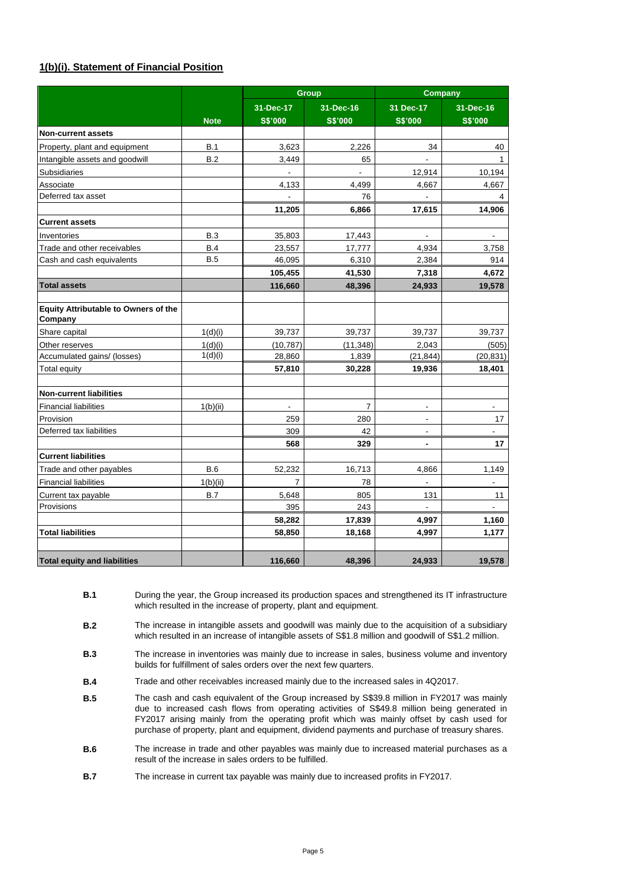## 1(b)(i). Statement of Financial Position

| | | Group | | Company | |
|---|---|---|---|---|---|
| | | 31-Dec-17 | 31-Dec-16 | 31 Dec-17 | 31-Dec-16 |
| | Note | S$'000 | S$'000 | S$'000 | S$'000 |
| **Non-current assets** | | | | | |
| Property, plant and equipment | B.1 | 3,623 | 2,226 | 34 | 40 |
| Intangible assets and goodwill | B.2 | 3,449 | 65 | - | 1 |
| Subsidiaries | | - | - | 12,914 | 10,194 |
| Associate | | 4,133 | 4,499 | 4,667 | 4,667 |
| Deferred tax asset | | - | 76 | - | 4 |
| | | **11,205** | **6,866** | **17,615** | **14,906** |
| **Current assets** | | | | | |
| Inventories | B.3 | 35,803 | 17,443 | - | - |
| Trade and other receivables | B.4 | 23,557 | 17,777 | 4,934 | 3,758 |
| Cash and cash equivalents | B.5 | 46,095 | 6,310 | 2,384 | 914 |
| | | **105,455** | **41,530** | **7,318** | **4,672** |
| **Total assets** | | **116,660** | **48,396** | **24,933** | **19,578** |
| | | | | | |
| **Equity Attributable to Owners of the Company** | | | | | |
| Share capital | 1(d)(i) | 39,737 | 39,737 | 39,737 | 39,737 |
| Other reserves | 1(d)(i) | (10,787) | (11,348) | 2,043 | (505) |
| Accumulated gains/ (losses) | 1(d)(i) | 28,860 | 1,839 | (21,844) | (20,831) |
| Total equity | | **57,810** | **30,228** | **19,936** | **18,401** |
| | | | | | |
| **Non-current liabilities** | | | | | |
| Financial liabilities | 1(b)(ii) | - | 7 | - | - |
| Provision | | 259 | 280 | - | 17 |
| Deferred tax liabilities | | 309 | 42 | - | - |
| | | **568** | **329** | **-** | **17** |
| **Current liabilities** | | | | | |
| Trade and other payables | B.6 | 52,232 | 16,713 | 4,866 | 1,149 |
| Financial liabilities | 1(b)(ii) | 7 | 78 | - | - |
| Current tax payable | B.7 | 5,648 | 805 | 131 | 11 |
| Provisions | | 395 | 243 | - | - |
| | | **58,282** | **17,839** | **4,997** | **1,160** |
| **Total liabilities** | | **58,850** | **18,168** | **4,997** | **1,177** |
| | | | | | |
| **Total equity and liabilities** | | **116,660** | **48,396** | **24,933** | **19,578** |

**B.1** During the year, the Group increased its production spaces and strengthened its IT infrastructure which resulted in the increase of property, plant and equipment.

**B.2** The increase in intangible assets and goodwill was mainly due to the acquisition of a subsidiary which resulted in an increase of intangible assets of S$1.8 million and goodwill of S$1.2 million.

**B.3** The increase in inventories was mainly due to increase in sales, business volume and inventory builds for fulfillment of sales orders over the next few quarters.

**B.4** Trade and other receivables increased mainly due to the increased sales in 4Q2017.

**B.5** The cash and cash equivalent of the Group increased by S$39.8 million in FY2017 was mainly due to increased cash flows from operating activities of S$49.8 million being generated in FY2017 arising mainly from the operating profit which was mainly offset by cash used for purchase of property, plant and equipment, dividend payments and purchase of treasury shares.

**B.6** The increase in trade and other payables was mainly due to increased material purchases as a result of the increase in sales orders to be fulfilled.

**B.7** The increase in current tax payable was mainly due to increased profits in FY2017.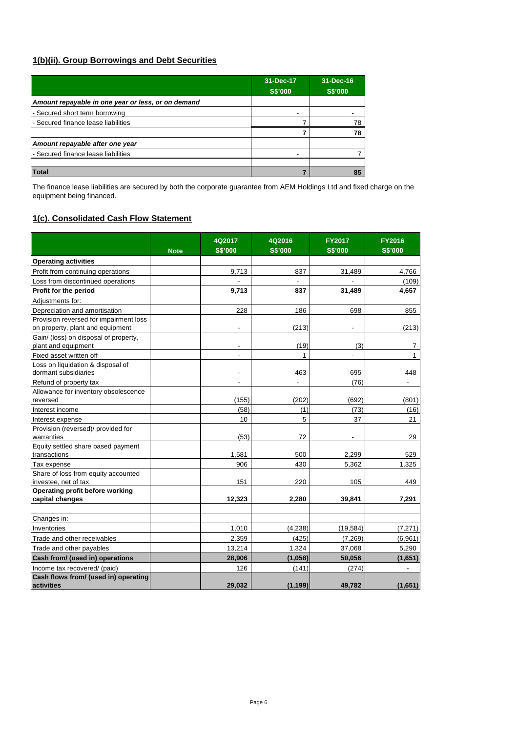## 1(b)(ii). Group Borrowings and Debt Securities

| | 31-Dec-17 S$'000 | 31-Dec-16 S$'000 |
|---|---|---|
| ***Amount repayable in one year or less, or on demand*** | | |
| - Secured short term borrowing | - | - |
| - Secured finance lease liabilities | 7 | 78 |
| | **7** | **78** |
| ***Amount repayable after one year*** | | |
| - Secured finance lease liabilities | - | 7 |
| | | |
| **Total** | **7** | **85** |

The finance lease liabilities are secured by both the corporate guarantee from AEM Holdings Ltd and fixed charge on the equipment being financed.

## 1(c). Consolidated Cash Flow Statement

| | Note | 4Q2017 S$'000 | 4Q2016 S$'000 | FY2017 S$'000 | FY2016 S$'000 |
|---|---|---|---|---|---|
| **Operating activities** | | | | | |
| Profit from continuing operations | | 9,713 | 837 | 31,489 | 4,766 |
| Loss from discontinued operations | | - | - | - | (109) |
| **Profit for the period** | | **9,713** | **837** | **31,489** | **4,657** |
| Adjustments for: | | | | | |
| Depreciation and amortisation | | 228 | 186 | 698 | 855 |
| Provision reversed for impairment loss on property, plant and equipment | | - | (213) | - | (213) |
| Gain/ (loss) on disposal of property, plant and equipment | | - | (19) | (3) | 7 |
| Fixed asset written off | | - | 1 | - | 1 |
| Loss on liquidation & disposal of dormant subsidiaries | | - | 463 | 695 | 448 |
| Refund of property tax | | - | - | (76) | - |
| Allowance for inventory obsolescence reversed | | (155) | (202) | (692) | (801) |
| Interest income | | (58) | (1) | (73) | (16) |
| Interest expense | | 10 | 5 | 37 | 21 |
| Provision (reversed)/ provided for warranties | | (53) | 72 | - | 29 |
| Equity settled share based payment transactions | | 1,581 | 500 | 2,299 | 529 |
| Tax expense | | 906 | 430 | 5,362 | 1,325 |
| Share of loss from equity accounted investee, net of tax | | 151 | 220 | 105 | 449 |
| **Operating profit before working capital changes** | | **12,323** | **2,280** | **39,841** | **7,291** |
| | | | | | |
| Changes in: | | | | | |
| Inventories | | 1,010 | (4,238) | (19,584) | (7,271) |
| Trade and other receivables | | 2,359 | (425) | (7,269) | (6,961) |
| Trade and other payables | | 13,214 | 1,324 | 37,068 | 5,290 |
| **Cash from/ (used in) operations** | | **28,906** | **(1,058)** | **50,056** | **(1,651)** |
| Income tax recovered/ (paid) | | 126 | (141) | (274) | - |
| **Cash flows from/ (used in) operating activities** | | **29,032** | **(1,199)** | **49,782** | **(1,651)** |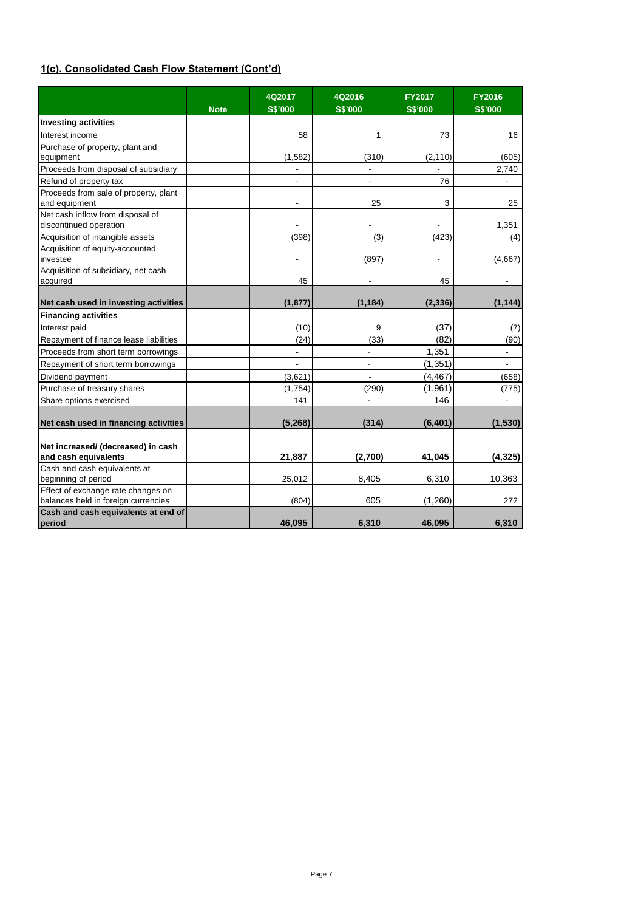## 1(c). Consolidated Cash Flow Statement (Cont'd)

| | Note | 4Q2017 S$'000 | 4Q2016 S$'000 | FY2017 S$'000 | FY2016 S$'000 |
|---|---|---|---|---|---|
| **Investing activities** | | | | | |
| Interest income | | 58 | 1 | 73 | 16 |
| Purchase of property, plant and equipment | | (1,582) | (310) | (2,110) | (605) |
| Proceeds from disposal of subsidiary | | - | - | - | 2,740 |
| Refund of property tax | | - | - | 76 | - |
| Proceeds from sale of property, plant and equipment | | - | 25 | 3 | 25 |
| Net cash inflow from disposal of discontinued operation | | - | - | - | 1,351 |
| Acquisition of intangible assets | | (398) | (3) | (423) | (4) |
| Acquisition of equity-accounted investee | | - | (897) | - | (4,667) |
| Acquisition of subsidiary, net cash acquired | | 45 | - | 45 | - |
| **Net cash used in investing activities** | | **(1,877)** | **(1,184)** | **(2,336)** | **(1,144)** |
| **Financing activities** | | | | | |
| Interest paid | | (10) | 9 | (37) | (7) |
| Repayment of finance lease liabilities | | (24) | (33) | (82) | (90) |
| Proceeds from short term borrowings | | - | - | 1,351 | - |
| Repayment of short term borrowings | | - | - | (1,351) | - |
| Dividend payment | | (3,621) | - | (4,467) | (658) |
| Purchase of treasury shares | | (1,754) | (290) | (1,961) | (775) |
| Share options exercised | | 141 | - | 146 | - |
| **Net cash used in financing activities** | | **(5,268)** | **(314)** | **(6,401)** | **(1,530)** |
| | | | | | |
| **Net increased/ (decreased) in cash and cash equivalents** | | **21,887** | **(2,700)** | **41,045** | **(4,325)** |
| Cash and cash equivalents at beginning of period | | 25,012 | 8,405 | 6,310 | 10,363 |
| Effect of exchange rate changes on balances held in foreign currencies | | (804) | 605 | (1,260) | 272 |
| **Cash and cash equivalents at end of period** | | **46,095** | **6,310** | **46,095** | **6,310** |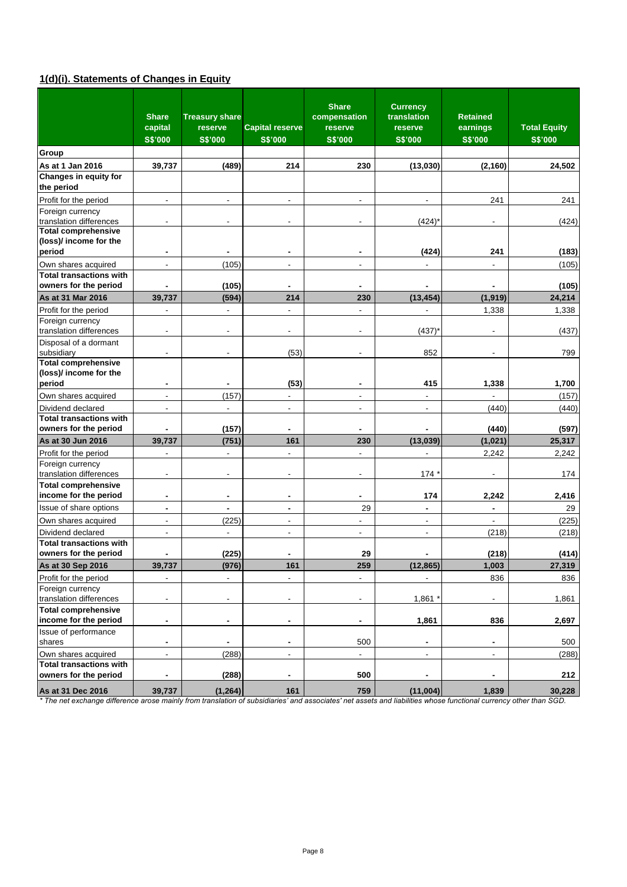## 1(d)(i). Statements of Changes in Equity

| | Share capital S$'000 | Treasury share reserve S$'000 | Capital reserve S$'000 | Share compensation reserve S$'000 | Currency translation reserve S$'000 | Retained earnings S$'000 | Total Equity S$'000 |
|---|---|---|---|---|---|---|---|
| **Group** | | | | | | | |
| **As at 1 Jan 2016** | **39,737** | **(489)** | **214** | **230** | **(13,030)** | **(2,160)** | **24,502** |
| **Changes in equity for the period** | | | | | | | |
| Profit for the period | - | - | - | - | - | 241 | 241 |
| Foreign currency translation differences | - | - | - | - | (424)* | - | (424) |
| **Total comprehensive (loss)/ income for the period** | **-** | **-** | **-** | **-** | **(424)** | **241** | **(183)** |
| Own shares acquired | - | (105) | - | - | - | - | (105) |
| **Total transactions with owners for the period** | **-** | **(105)** | **-** | **-** | **-** | **-** | **(105)** |
| **As at 31 Mar 2016** | **39,737** | **(594)** | **214** | **230** | **(13,454)** | **(1,919)** | **24,214** |
| Profit for the period | - | - | - | - | - | 1,338 | 1,338 |
| Foreign currency translation differences | - | - | - | - | (437)* | - | (437) |
| Disposal of a dormant subsidiary | - | - | (53) | - | 852 | - | 799 |
| **Total comprehensive (loss)/ income for the period** | **-** | **-** | **(53)** | **-** | **415** | **1,338** | **1,700** |
| Own shares acquired | - | (157) | - | - | - | - | (157) |
| Dividend declared | - | - | - | - | - | (440) | (440) |
| **Total transactions with owners for the period** | **-** | **(157)** | **-** | **-** | **-** | **(440)** | **(597)** |
| **As at 30 Jun 2016** | **39,737** | **(751)** | **161** | **230** | **(13,039)** | **(1,021)** | **25,317** |
| Profit for the period | - | - | - | - | - | 2,242 | 2,242 |
| Foreign currency translation differences | - | - | - | - | 174 * | - | 174 |
| **Total comprehensive income for the period** | **-** | **-** | **-** | **-** | **174** | **2,242** | **2,416** |
| Issue of share options | - | - | - | 29 | - | - | 29 |
| Own shares acquired | - | (225) | - | - | - | - | (225) |
| Dividend declared | - | - | - | - | - | (218) | (218) |
| **Total transactions with owners for the period** | **-** | **(225)** | **-** | **29** | **-** | **(218)** | **(414)** |
| **As at 30 Sep 2016** | **39,737** | **(976)** | **161** | **259** | **(12,865)** | **1,003** | **27,319** |
| Profit for the period | - | - | - | - | - | 836 | 836 |
| Foreign currency translation differences | - | - | - | - | 1,861 * | - | 1,861 |
| **Total comprehensive income for the period** | **-** | **-** | **-** | **-** | **1,861** | **836** | **2,697** |
| Issue of performance shares | - | - | - | 500 | - | - | 500 |
| Own shares acquired | - | (288) | - | - | - | - | (288) |
| **Total transactions with owners for the period** | **-** | **(288)** | **-** | **500** | **-** | **-** | **212** |
| **As at 31 Dec 2016** | **39,737** | **(1,264)** | **161** | **759** | **(11,004)** | **1,839** | **30,228** |

*\* The net exchange difference arose mainly from translation of subsidiaries' and associates' net assets and liabilities whose functional currency other than SGD.*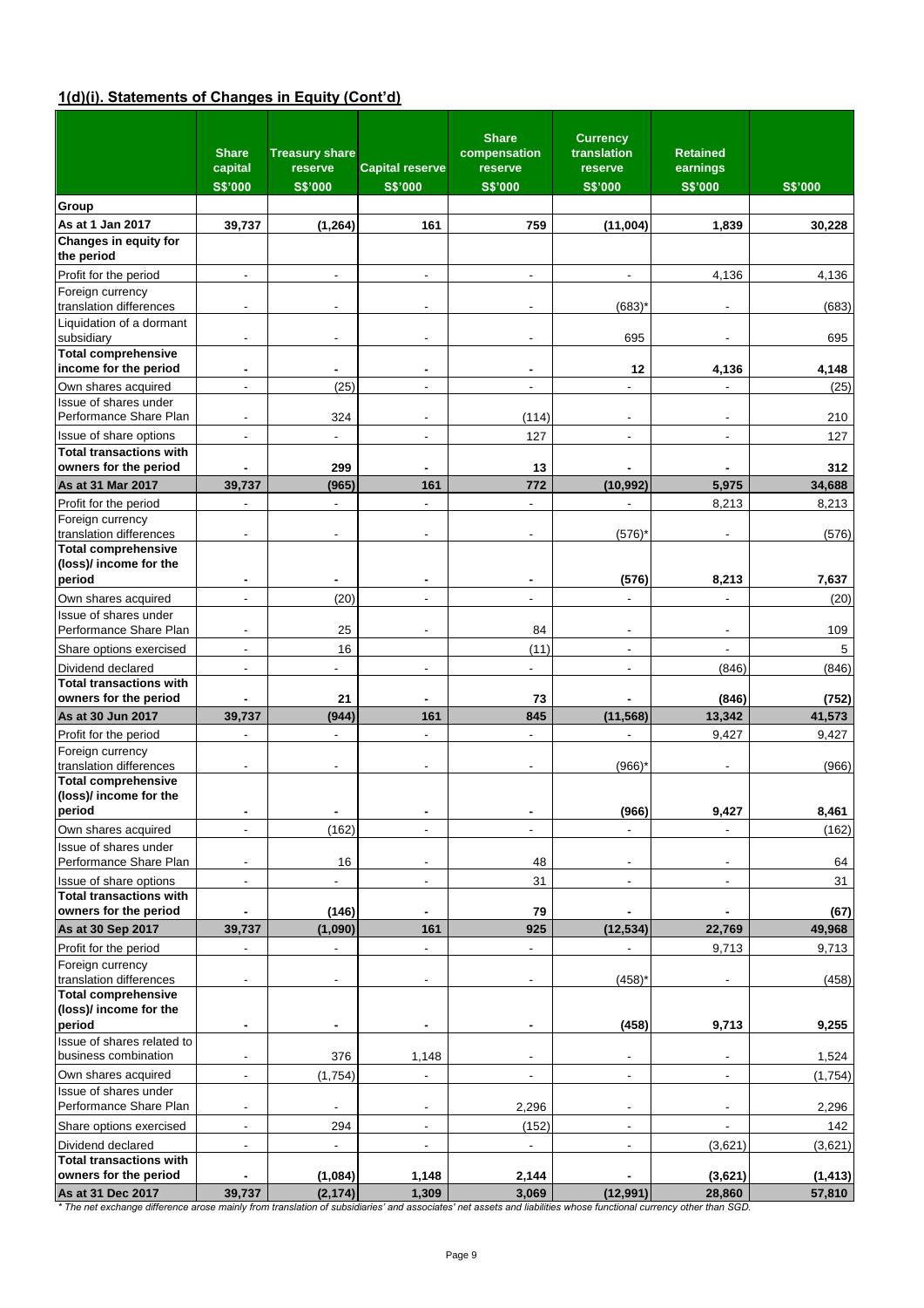## 1(d)(i). Statements of Changes in Equity (Cont'd)

| | Share capital | Treasury share reserve | Capital reserve | Share compensation reserve | Currency translation reserve | Retained earnings | |
|---|---|---|---|---|---|---|---|
| | S$'000 | S$'000 | S$'000 | S$'000 | S$'000 | S$'000 | S$'000 |
| **Group** | | | | | | | |
| **As at 1 Jan 2017** | **39,737** | **(1,264)** | **161** | **759** | **(11,004)** | **1,839** | **30,228** |
| **Changes in equity for the period** | | | | | | | |
| Profit for the period | - | - | - | - | - | 4,136 | 4,136 |
| Foreign currency translation differences | - | - | - | - | (683)* | - | (683) |
| Liquidation of a dormant subsidiary | - | - | - | - | 695 | - | 695 |
| **Total comprehensive income for the period** | **-** | **-** | **-** | **-** | **12** | **4,136** | **4,148** |
| Own shares acquired | - | (25) | - | - | - | - | (25) |
| Issue of shares under Performance Share Plan | - | 324 | - | (114) | - | - | 210 |
| Issue of share options | - | - | - | 127 | - | - | 127 |
| **Total transactions with owners for the period** | **-** | **299** | **-** | **13** | **-** | **-** | **312** |
| **As at 31 Mar 2017** | **39,737** | **(965)** | **161** | **772** | **(10,992)** | **5,975** | **34,688** |
| Profit for the period | - | - | - | - | - | 8,213 | 8,213 |
| Foreign currency translation differences | - | - | - | - | (576)* | - | (576) |
| **Total comprehensive (loss)/ income for the period** | **-** | **-** | **-** | **-** | **(576)** | **8,213** | **7,637** |
| Own shares acquired | - | (20) | - | - | - | - | (20) |
| Issue of shares under Performance Share Plan | - | 25 | - | 84 | - | - | 109 |
| Share options exercised | - | 16 | | (11) | - | - | 5 |
| Dividend declared | - | - | - | - | - | (846) | (846) |
| **Total transactions with owners for the period** | **-** | **21** | **-** | **73** | **-** | **(846)** | **(752)** |
| **As at 30 Jun 2017** | **39,737** | **(944)** | **161** | **845** | **(11,568)** | **13,342** | **41,573** |
| Profit for the period | - | - | - | - | - | 9,427 | 9,427 |
| Foreign currency translation differences | - | - | - | - | (966)* | - | (966) |
| **Total comprehensive (loss)/ income for the period** | **-** | **-** | **-** | **-** | **(966)** | **9,427** | **8,461** |
| Own shares acquired | - | (162) | - | - | - | - | (162) |
| Issue of shares under Performance Share Plan | - | 16 | - | 48 | - | - | 64 |
| Issue of share options | - | - | - | 31 | - | - | 31 |
| **Total transactions with owners for the period** | **-** | **(146)** | **-** | **79** | **-** | **-** | **(67)** |
| **As at 30 Sep 2017** | **39,737** | **(1,090)** | **161** | **925** | **(12,534)** | **22,769** | **49,968** |
| Profit for the period | - | - | - | - | - | 9,713 | 9,713 |
| Foreign currency translation differences | - | - | - | - | (458)* | - | (458) |
| **Total comprehensive (loss)/ income for the period** | **-** | **-** | **-** | **-** | **(458)** | **9,713** | **9,255** |
| Issue of shares related to business combination | - | 376 | 1,148 | - | - | - | 1,524 |
| Own shares acquired | - | (1,754) | - | - | - | - | (1,754) |
| Issue of shares under Performance Share Plan | - | - | - | 2,296 | - | - | 2,296 |
| Share options exercised | - | 294 | - | (152) | - | - | 142 |
| Dividend declared | - | - | - | - | - | (3,621) | (3,621) |
| **Total transactions with owners for the period** | **-** | **(1,084)** | **1,148** | **2,144** | **-** | **(3,621)** | **(1,413)** |
| **As at 31 Dec 2017** | **39,737** | **(2,174)** | **1,309** | **3,069** | **(12,991)** | **28,860** | **57,810** |

*\* The net exchange difference arose mainly from translation of subsidiaries' and associates' net assets and liabilities whose functional currency other than SGD.*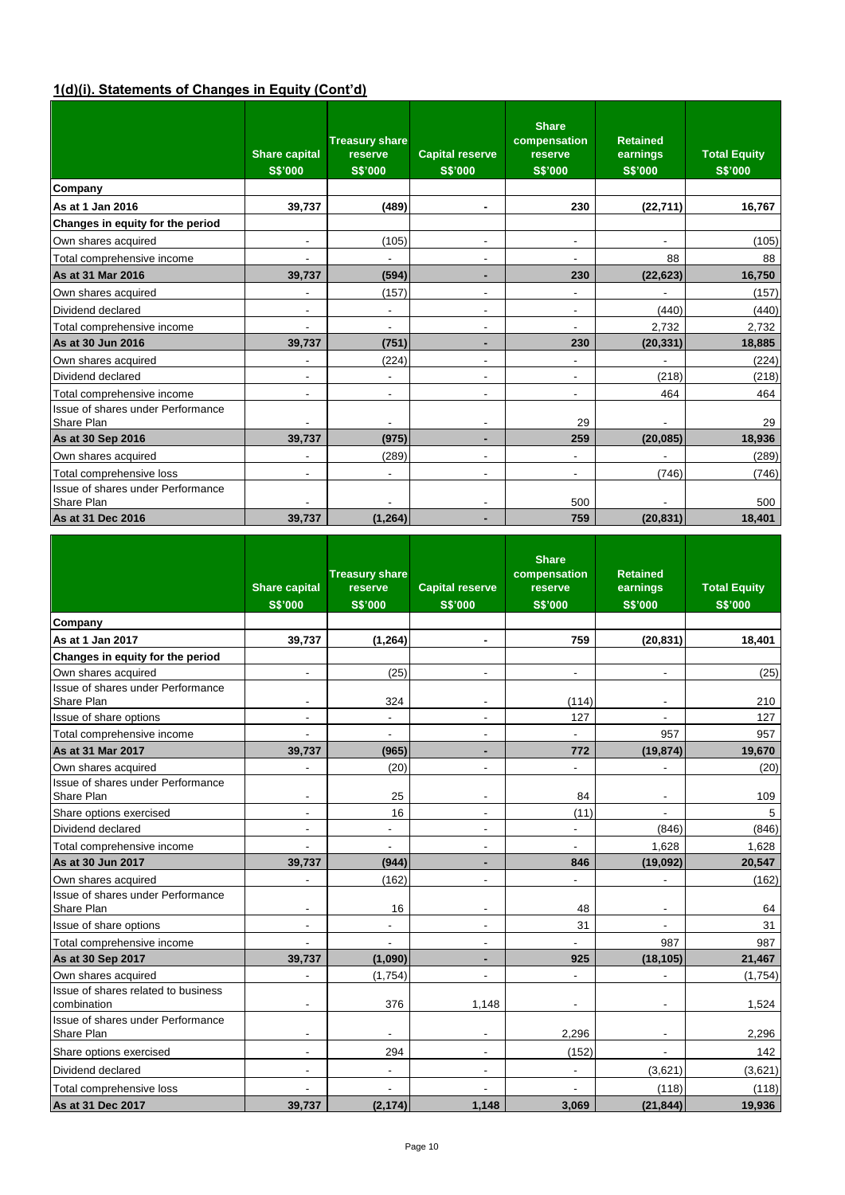## 1(d)(i). Statements of Changes in Equity (Cont'd)

| | Share capital S$'000 | Treasury share reserve S$'000 | Capital reserve S$'000 | Share compensation reserve S$'000 | Retained earnings S$'000 | Total Equity S$'000 |
|---|---|---|---|---|---|---|
| **Company** | | | | | | |
| **As at 1 Jan 2016** | **39,737** | **(489)** | **-** | **230** | **(22,711)** | **16,767** |
| **Changes in equity for the period** | | | | | | |
| Own shares acquired | - | (105) | - | - | - | (105) |
| Total comprehensive income | - | - | - | - | 88 | 88 |
| **As at 31 Mar 2016** | **39,737** | **(594)** | **-** | **230** | **(22,623)** | **16,750** |
| Own shares acquired | - | (157) | - | - | - | (157) |
| Dividend declared | - | - | - | - | (440) | (440) |
| Total comprehensive income | - | - | - | - | 2,732 | 2,732 |
| **As at 30 Jun 2016** | **39,737** | **(751)** | **-** | **230** | **(20,331)** | **18,885** |
| Own shares acquired | - | (224) | - | - | - | (224) |
| Dividend declared | - | - | - | - | (218) | (218) |
| Total comprehensive income | - | - | - | - | 464 | 464 |
| Issue of shares under Performance Share Plan | - | - | - | 29 | - | 29 |
| **As at 30 Sep 2016** | **39,737** | **(975)** | **-** | **259** | **(20,085)** | **18,936** |
| Own shares acquired | - | (289) | - | - | - | (289) |
| Total comprehensive loss | - | - | - | - | (746) | (746) |
| Issue of shares under Performance Share Plan | - | - | - | 500 | - | 500 |
| **As at 31 Dec 2016** | **39,737** | **(1,264)** | **-** | **759** | **(20,831)** | **18,401** |

| | Share capital S$'000 | Treasury share reserve S$'000 | Capital reserve S$'000 | Share compensation reserve S$'000 | Retained earnings S$'000 | Total Equity S$'000 |
|---|---|---|---|---|---|---|
| **Company** | | | | | | |
| **As at 1 Jan 2017** | **39,737** | **(1,264)** | **-** | **759** | **(20,831)** | **18,401** |
| **Changes in equity for the period** | | | | | | |
| Own shares acquired | - | (25) | - | - | - | (25) |
| Issue of shares under Performance Share Plan | - | 324 | - | (114) | - | 210 |
| Issue of share options | - | - | - | 127 | - | 127 |
| Total comprehensive income | - | - | - | - | 957 | 957 |
| **As at 31 Mar 2017** | **39,737** | **(965)** | **-** | **772** | **(19,874)** | **19,670** |
| Own shares acquired | - | (20) | - | - | - | (20) |
| Issue of shares under Performance Share Plan | - | 25 | - | 84 | - | 109 |
| Share options exercised | - | 16 | - | (11) | - | 5 |
| Dividend declared | - | - | - | - | (846) | (846) |
| Total comprehensive income | - | - | - | - | 1,628 | 1,628 |
| **As at 30 Jun 2017** | **39,737** | **(944)** | **-** | **846** | **(19,092)** | **20,547** |
| Own shares acquired | - | (162) | - | - | - | (162) |
| Issue of shares under Performance Share Plan | - | 16 | - | 48 | - | 64 |
| Issue of share options | - | - | - | 31 | - | 31 |
| Total comprehensive income | - | - | - | - | 987 | 987 |
| **As at 30 Sep 2017** | **39,737** | **(1,090)** | **-** | **925** | **(18,105)** | **21,467** |
| Own shares acquired | - | (1,754) | - | - | - | (1,754) |
| Issue of shares related to business combination | - | 376 | 1,148 | - | - | 1,524 |
| Issue of shares under Performance Share Plan | - | - | - | 2,296 | - | 2,296 |
| Share options exercised | - | 294 | - | (152) | - | 142 |
| Dividend declared | - | - | - | - | (3,621) | (3,621) |
| Total comprehensive loss | - | - | - | - | (118) | (118) |
| **As at 31 Dec 2017** | **39,737** | **(2,174)** | **1,148** | **3,069** | **(21,844)** | **19,936** |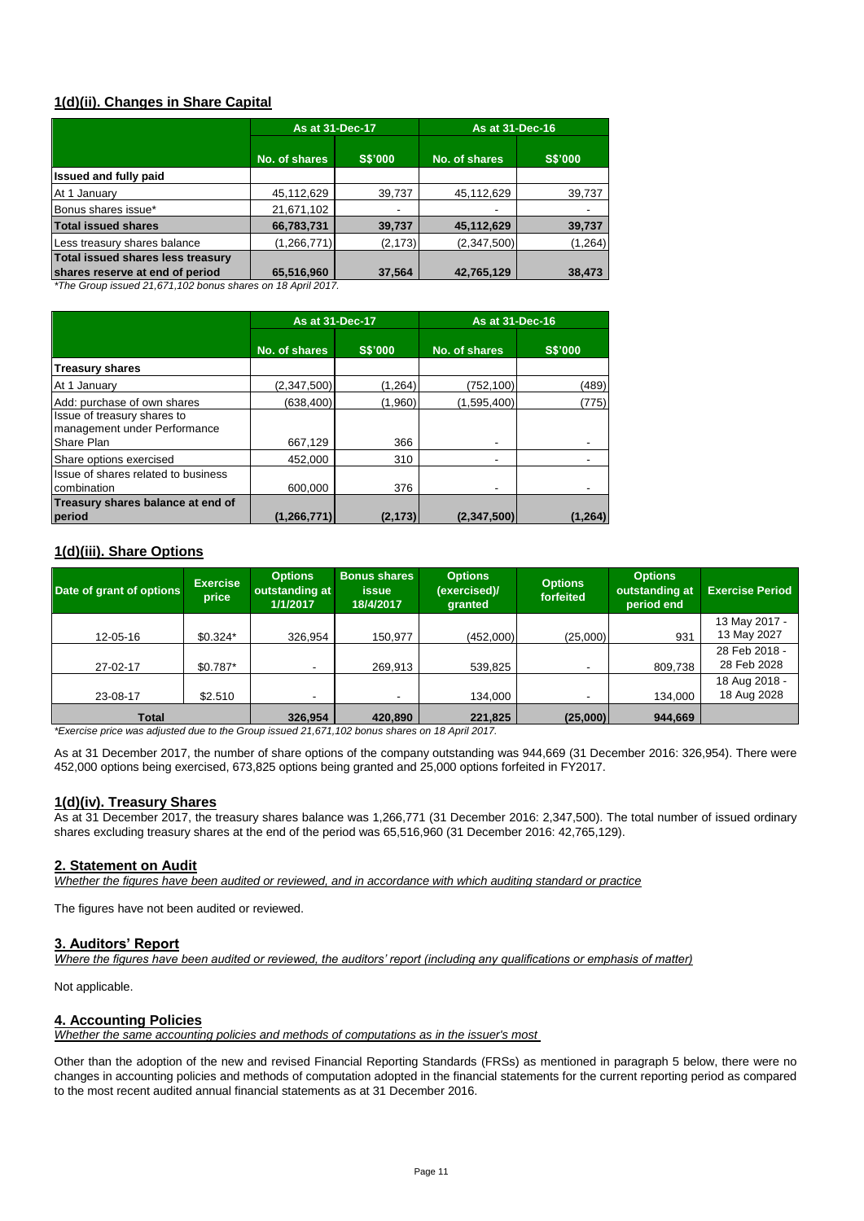## 1(d)(ii). Changes in Share Capital

| | As at 31-Dec-17 | | As at 31-Dec-16 | |
|---|---|---|---|---|
| | No. of shares | S$'000 | No. of shares | S$'000 |
| **Issued and fully paid** | | | | |
| At 1 January | 45,112,629 | 39,737 | 45,112,629 | 39,737 |
| Bonus shares issue* | 21,671,102 | - | - | - |
| **Total issued shares** | **66,783,731** | **39,737** | **45,112,629** | **39,737** |
| Less treasury shares balance | (1,266,771) | (2,173) | (2,347,500) | (1,264) |
| **Total issued shares less treasury shares reserve at end of period** | **65,516,960** | **37,564** | **42,765,129** | **38,473** |

*The Group issued 21,671,102 bonus shares on 18 April 2017.*

| | As at 31-Dec-17 | | As at 31-Dec-16 | |
|---|---|---|---|---|
| | No. of shares | S$'000 | No. of shares | S$'000 |
| **Treasury shares** | | | | |
| At 1 January | (2,347,500) | (1,264) | (752,100) | (489) |
| Add: purchase of own shares | (638,400) | (1,960) | (1,595,400) | (775) |
| Issue of treasury shares to management under Performance Share Plan | 667,129 | 366 | - | - |
| Share options exercised | 452,000 | 310 | - | - |
| Issue of shares related to business combination | 600,000 | 376 | - | - |
| **Treasury shares balance at end of period** | **(1,266,771)** | **(2,173)** | **(2,347,500)** | **(1,264)** |

## 1(d)(iii). Share Options

| Date of grant of options | Exercise price | Options outstanding at 1/1/2017 | Bonus shares issue 18/4/2017 | Options (exercised)/ granted | Options forfeited | Options outstanding at period end | Exercise Period |
|---|---|---|---|---|---|---|---|
| 12-05-16 | $0.324* | 326,954 | 150,977 | (452,000) | (25,000) | 931 | 13 May 2017 - 13 May 2027 |
| 27-02-17 | $0.787* | - | 269,913 | 539,825 | - | 809,738 | 28 Feb 2018 - 28 Feb 2028 |
| 23-08-17 | $2.510 | - | - | 134,000 | - | 134,000 | 18 Aug 2018 - 18 Aug 2028 |
| **Total** | | **326,954** | **420,890** | **221,825** | **(25,000)** | **944,669** | |

*Exercise price was adjusted due to the Group issued 21,671,102 bonus shares on 18 April 2017.*

As at 31 December 2017, the number of share options of the company outstanding was 944,669 (31 December 2016: 326,954). There were 452,000 options being exercised, 673,825 options being granted and 25,000 options forfeited in FY2017.

## 1(d)(iv). Treasury Shares

As at 31 December 2017, the treasury shares balance was 1,266,771 (31 December 2016: 2,347,500). The total number of issued ordinary shares excluding treasury shares at the end of the period was 65,516,960 (31 December 2016: 42,765,129).

## 2. Statement on Audit

*Whether the figures have been audited or reviewed, and in accordance with which auditing standard or practice*

The figures have not been audited or reviewed.

## 3. Auditors' Report

*Where the figures have been audited or reviewed, the auditors' report (including any qualifications or emphasis of matter)*

Not applicable.

## 4. Accounting Policies

*Whether the same accounting policies and methods of computations as in the issuer's most*

Other than the adoption of the new and revised Financial Reporting Standards (FRSs) as mentioned in paragraph 5 below, there were no changes in accounting policies and methods of computation adopted in the financial statements for the current reporting period as compared to the most recent audited annual financial statements as at 31 December 2016.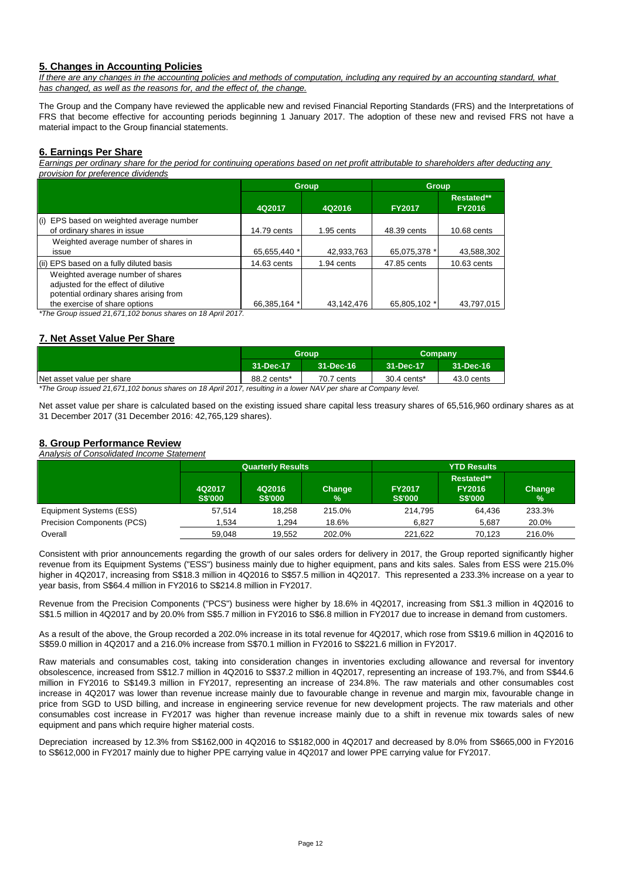## 5. Changes in Accounting Policies

*If there are any changes in the accounting policies and methods of computation, including any required by an accounting standard, what has changed, as well as the reasons for, and the effect of, the change.*

The Group and the Company have reviewed the applicable new and revised Financial Reporting Standards (FRS) and the Interpretations of FRS that become effective for accounting periods beginning 1 January 2017. The adoption of these new and revised FRS not have a material impact to the Group financial statements.

## 6. Earnings Per Share

*Earnings per ordinary share for the period for continuing operations based on net profit attributable to shareholders after deducting any provision for preference dividends*

| | Group | | Group | |
|---|---|---|---|---|
| | 4Q2017 | 4Q2016 | FY2017 | Restated** FY2016 |
| (i) EPS based on weighted average number of ordinary shares in issue | 14.79 cents | 1.95 cents | 48.39 cents | 10.68 cents |
| Weighted average number of shares in issue | 65,655,440 * | 42,933,763 | 65,075,378 * | 43,588,302 |
| (ii) EPS based on a fully diluted basis | 14.63 cents | 1.94 cents | 47.85 cents | 10.63 cents |
| Weighted average number of shares adjusted for the effect of dilutive potential ordinary shares arising from the exercise of share options | 66,385,164 * | 43,142,476 | 65,805,102 * | 43,797,015 |

*\*The Group issued 21,671,102 bonus shares on 18 April 2017.*

## 7. Net Asset Value Per Share

| | Group | | Company | |
|---|---|---|---|---|
| | 31-Dec-17 | 31-Dec-16 | 31-Dec-17 | 31-Dec-16 |
| Net asset value per share | 88.2 cents* | 70.7 cents | 30.4 cents* | 43.0 cents |

*\*The Group issued 21,671,102 bonus shares on 18 April 2017, resulting in a lower NAV per share at Company level.*

Net asset value per share is calculated based on the existing issued share capital less treasury shares of 65,516,960 ordinary shares as at 31 December 2017 (31 December 2016: 42,765,129 shares).

## 8. Group Performance Review

*Analysis of Consolidated Income Statement*

| | Quarterly Results | | | YTD Results | | |
|---|---|---|---|---|---|---|
| | 4Q2017 S$'000 | 4Q2016 S$'000 | Change % | FY2017 S$'000 | Restated** FY2016 S$'000 | Change % |
| Equipment Systems (ESS) | 57,514 | 18,258 | 215.0% | 214,795 | 64,436 | 233.3% |
| Precision Components (PCS) | 1,534 | 1,294 | 18.6% | 6,827 | 5,687 | 20.0% |
| Overall | 59,048 | 19,552 | 202.0% | 221,622 | 70,123 | 216.0% |

Consistent with prior announcements regarding the growth of our sales orders for delivery in 2017, the Group reported significantly higher revenue from its Equipment Systems ("ESS") business mainly due to higher equipment, pans and kits sales. Sales from ESS were 215.0% higher in 4Q2017, increasing from S$18.3 million in 4Q2016 to S$57.5 million in 4Q2017. This represented a 233.3% increase on a year to year basis, from S$64.4 million in FY2016 to S$214.8 million in FY2017.

Revenue from the Precision Components ("PCS") business were higher by 18.6% in 4Q2017, increasing from S$1.3 million in 4Q2016 to S$1.5 million in 4Q2017 and by 20.0% from S$5.7 million in FY2016 to S$6.8 million in FY2017 due to increase in demand from customers.

As a result of the above, the Group recorded a 202.0% increase in its total revenue for 4Q2017, which rose from S$19.6 million in 4Q2016 to S$59.0 million in 4Q2017 and a 216.0% increase from S$70.1 million in FY2016 to S$221.6 million in FY2017.

Raw materials and consumables cost, taking into consideration changes in inventories excluding allowance and reversal for inventory obsolescence, increased from S$12.7 million in 4Q2016 to S$37.2 million in 4Q2017, representing an increase of 193.7%, and from S$44.6 million in FY2016 to S$149.3 million in FY2017, representing an increase of 234.8%. The raw materials and other consumables cost increase in 4Q2017 was lower than revenue increase mainly due to favourable change in revenue and margin mix, favourable change in price from SGD to USD billing, and increase in engineering service revenue for new development projects. The raw materials and other consumables cost increase in FY2017 was higher than revenue increase mainly due to a shift in revenue mix towards sales of new equipment and pans which require higher material costs.

Depreciation increased by 12.3% from S$162,000 in 4Q2016 to S$182,000 in 4Q2017 and decreased by 8.0% from S$665,000 in FY2016 to S$612,000 in FY2017 mainly due to higher PPE carrying value in 4Q2017 and lower PPE carrying value for FY2017.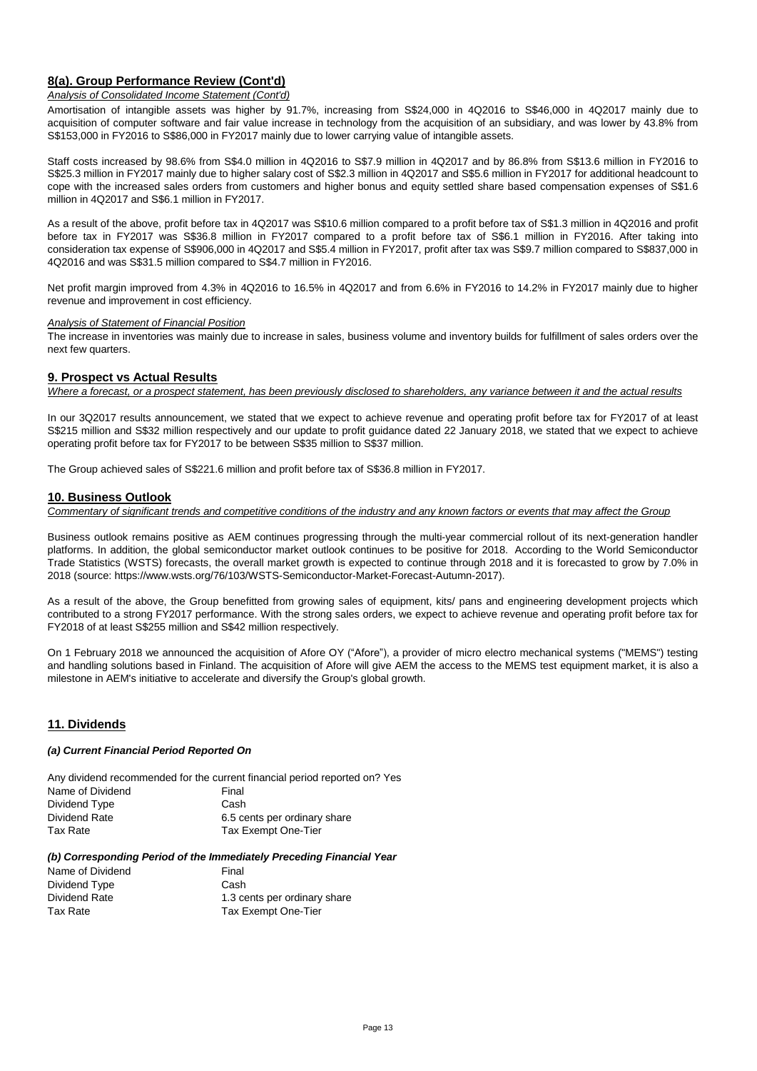## 8(a). Group Performance Review (Cont'd)

*Analysis of Consolidated Income Statement (Cont'd)*

Amortisation of intangible assets was higher by 91.7%, increasing from S$24,000 in 4Q2016 to S$46,000 in 4Q2017 mainly due to acquisition of computer software and fair value increase in technology from the acquisition of an subsidiary, and was lower by 43.8% from S$153,000 in FY2016 to S$86,000 in FY2017 mainly due to lower carrying value of intangible assets.

Staff costs increased by 98.6% from S$4.0 million in 4Q2016 to S$7.9 million in 4Q2017 and by 86.8% from S$13.6 million in FY2016 to S$25.3 million in FY2017 mainly due to higher salary cost of S$2.3 million in 4Q2017 and S$5.6 million in FY2017 for additional headcount to cope with the increased sales orders from customers and higher bonus and equity settled share based compensation expenses of S$1.6 million in 4Q2017 and S$6.1 million in FY2017.

As a result of the above, profit before tax in 4Q2017 was S$10.6 million compared to a profit before tax of S$1.3 million in 4Q2016 and profit before tax in FY2017 was S$36.8 million in FY2017 compared to a profit before tax of S$6.1 million in FY2016. After taking into consideration tax expense of S$906,000 in 4Q2017 and S$5.4 million in FY2017, profit after tax was S$9.7 million compared to S$837,000 in 4Q2016 and was S$31.5 million compared to S$4.7 million in FY2016.

Net profit margin improved from 4.3% in 4Q2016 to 16.5% in 4Q2017 and from 6.6% in FY2016 to 14.2% in FY2017 mainly due to higher revenue and improvement in cost efficiency.

*Analysis of Statement of Financial Position*

The increase in inventories was mainly due to increase in sales, business volume and inventory builds for fulfillment of sales orders over the next few quarters.

## 9. Prospect vs Actual Results

*Where a forecast, or a prospect statement, has been previously disclosed to shareholders, any variance between it and the actual results*

In our 3Q2017 results announcement, we stated that we expect to achieve revenue and operating profit before tax for FY2017 of at least S$215 million and S$32 million respectively and our update to profit guidance dated 22 January 2018, we stated that we expect to achieve operating profit before tax for FY2017 to be between S$35 million to S$37 million.

The Group achieved sales of S$221.6 million and profit before tax of S$36.8 million in FY2017.

## 10. Business Outlook

*Commentary of significant trends and competitive conditions of the industry and any known factors or events that may affect the Group*

Business outlook remains positive as AEM continues progressing through the multi-year commercial rollout of its next-generation handler platforms. In addition, the global semiconductor market outlook continues to be positive for 2018. According to the World Semiconductor Trade Statistics (WSTS) forecasts, the overall market growth is expected to continue through 2018 and it is forecasted to grow by 7.0% in 2018 (source: https://www.wsts.org/76/103/WSTS-Semiconductor-Market-Forecast-Autumn-2017).

As a result of the above, the Group benefitted from growing sales of equipment, kits/ pans and engineering development projects which contributed to a strong FY2017 performance. With the strong sales orders, we expect to achieve revenue and operating profit before tax for FY2018 of at least S$255 million and S$42 million respectively.

On 1 February 2018 we announced the acquisition of Afore OY ("Afore"), a provider of micro electro mechanical systems ("MEMS") testing and handling solutions based in Finland. The acquisition of Afore will give AEM the access to the MEMS test equipment market, it is also a milestone in AEM's initiative to accelerate and diversify the Group's global growth.

## 11. Dividends

***(a) Current Financial Period Reported On***

Any dividend recommended for the current financial period reported on? Yes

| | |
|---|---|
| Name of Dividend | Final |
| Dividend Type | Cash |
| Dividend Rate | 6.5 cents per ordinary share |
| Tax Rate | Tax Exempt One-Tier |

***(b) Corresponding Period of the Immediately Preceding Financial Year***

| | |
|---|---|
| Name of Dividend | Final |
| Dividend Type | Cash |
| Dividend Rate | 1.3 cents per ordinary share |
| Tax Rate | Tax Exempt One-Tier |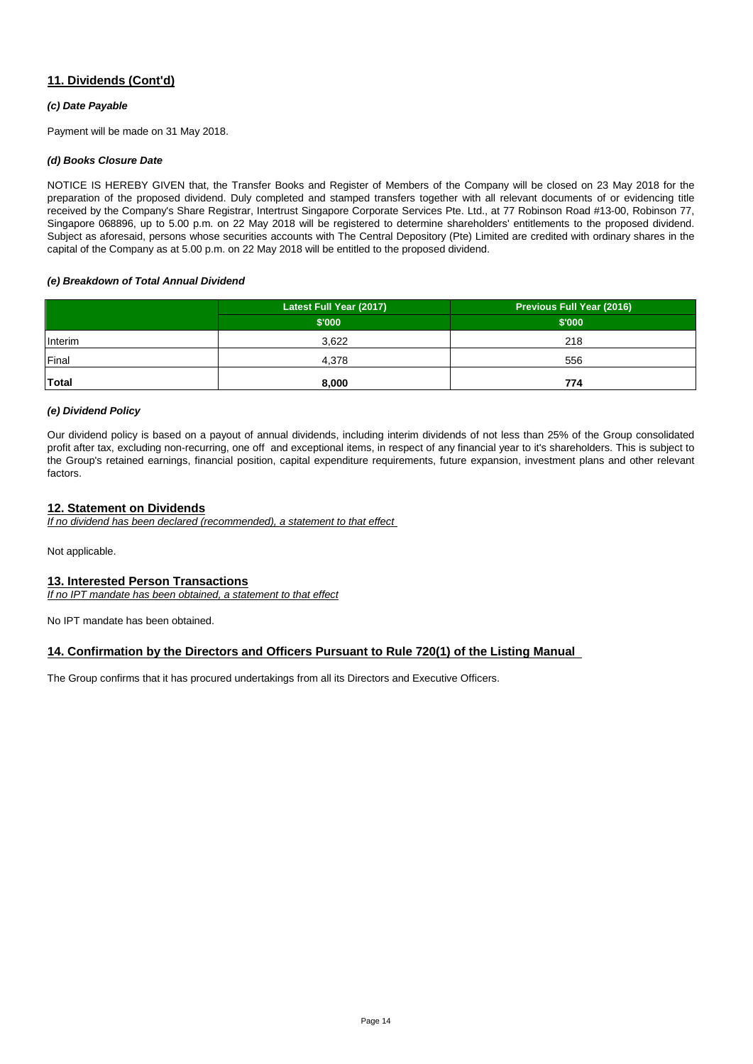## 11. Dividends (Cont'd)

### *(c) Date Payable*

Payment will be made on 31 May 2018.

### *(d) Books Closure Date*

NOTICE IS HEREBY GIVEN that, the Transfer Books and Register of Members of the Company will be closed on 23 May 2018 for the preparation of the proposed dividend. Duly completed and stamped transfers together with all relevant documents of or evidencing title received by the Company's Share Registrar, Intertrust Singapore Corporate Services Pte. Ltd., at 77 Robinson Road #13-00, Robinson 77, Singapore 068896, up to 5.00 p.m. on 22 May 2018 will be registered to determine shareholders' entitlements to the proposed dividend. Subject as aforesaid, persons whose securities accounts with The Central Depository (Pte) Limited are credited with ordinary shares in the capital of the Company as at 5.00 p.m. on 22 May 2018 will be entitled to the proposed dividend.

### *(e) Breakdown of Total Annual Dividend*

| | Latest Full Year (2017) | Previous Full Year (2016) |
|---|---|---|
| | $'000 | $'000 |
| Interim | 3,622 | 218 |
| Final | 4,378 | 556 |
| **Total** | **8,000** | **774** |

### *(e) Dividend Policy*

Our dividend policy is based on a payout of annual dividends, including interim dividends of not less than 25% of the Group consolidated profit after tax, excluding non-recurring, one off and exceptional items, in respect of any financial year to it's shareholders. This is subject to the Group's retained earnings, financial position, capital expenditure requirements, future expansion, investment plans and other relevant factors.

## 12. Statement on Dividends

*If no dividend has been declared (recommended), a statement to that effect*

Not applicable.

## 13. Interested Person Transactions

*If no IPT mandate has been obtained, a statement to that effect*

No IPT mandate has been obtained.

## 14. Confirmation by the Directors and Officers Pursuant to Rule 720(1) of the Listing Manual

The Group confirms that it has procured undertakings from all its Directors and Executive Officers.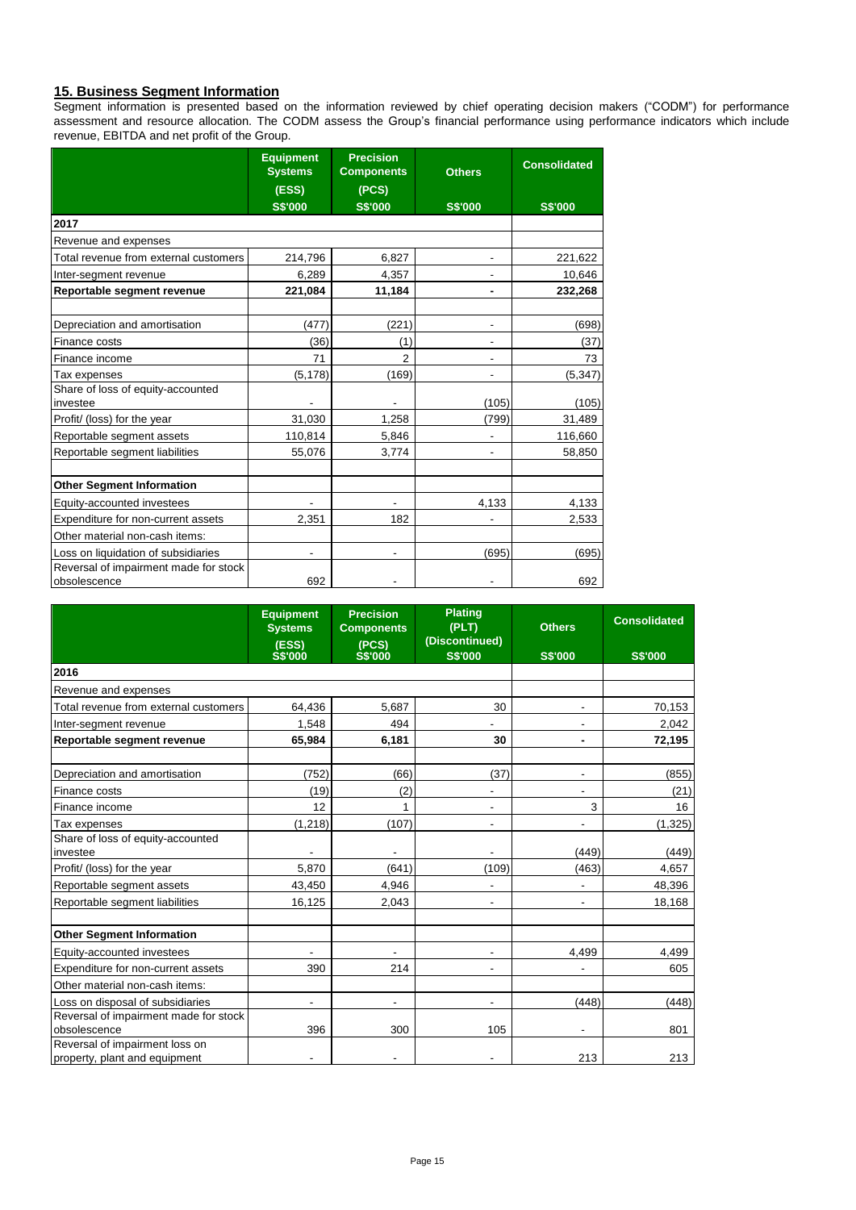## 15. Business Segment Information

Segment information is presented based on the information reviewed by chief operating decision makers ("CODM") for performance assessment and resource allocation. The CODM assess the Group's financial performance using performance indicators which include revenue, EBITDA and net profit of the Group.

| | Equipment Systems (ESS) | Precision Components (PCS) | Others | Consolidated |
|---|---|---|---|---|
| | S$'000 | S$'000 | S$'000 | S$'000 |
| **2017** | | | | |
| Revenue and expenses | | | | |
| Total revenue from external customers | 214,796 | 6,827 | - | 221,622 |
| Inter-segment revenue | 6,289 | 4,357 | - | 10,646 |
| **Reportable segment revenue** | **221,084** | **11,184** | **-** | **232,268** |
| | | | | |
| Depreciation and amortisation | (477) | (221) | - | (698) |
| Finance costs | (36) | (1) | - | (37) |
| Finance income | 71 | 2 | - | 73 |
| Tax expenses | (5,178) | (169) | - | (5,347) |
| Share of loss of equity-accounted investee | - | - | (105) | (105) |
| Profit/ (loss) for the year | 31,030 | 1,258 | (799) | 31,489 |
| Reportable segment assets | 110,814 | 5,846 | - | 116,660 |
| Reportable segment liabilities | 55,076 | 3,774 | - | 58,850 |
| | | | | |
| **Other Segment Information** | | | | |
| Equity-accounted investees | - | - | 4,133 | 4,133 |
| Expenditure for non-current assets | 2,351 | 182 | - | 2,533 |
| Other material non-cash items: | | | | |
| Loss on liquidation of subsidiaries | - | - | (695) | (695) |
| Reversal of impairment made for stock obsolescence | 692 | - | - | 692 |

| | Equipment Systems (ESS) | Precision Components (PCS) | Plating (PLT) (Discontinued) | Others | Consolidated |
|---|---|---|---|---|---|
| | S$'000 | S$'000 | S$'000 | S$'000 | S$'000 |
| **2016** | | | | | |
| Revenue and expenses | | | | | |
| Total revenue from external customers | 64,436 | 5,687 | 30 | - | 70,153 |
| Inter-segment revenue | 1,548 | 494 | - | - | 2,042 |
| **Reportable segment revenue** | **65,984** | **6,181** | **30** | **-** | **72,195** |
| | | | | | |
| Depreciation and amortisation | (752) | (66) | (37) | - | (855) |
| Finance costs | (19) | (2) | - | - | (21) |
| Finance income | 12 | 1 | - | 3 | 16 |
| Tax expenses | (1,218) | (107) | - | - | (1,325) |
| Share of loss of equity-accounted investee | - | - | - | (449) | (449) |
| Profit/ (loss) for the year | 5,870 | (641) | (109) | (463) | 4,657 |
| Reportable segment assets | 43,450 | 4,946 | - | - | 48,396 |
| Reportable segment liabilities | 16,125 | 2,043 | - | - | 18,168 |
| | | | | | |
| **Other Segment Information** | | | | | |
| Equity-accounted investees | - | - | - | 4,499 | 4,499 |
| Expenditure for non-current assets | 390 | 214 | - | - | 605 |
| Other material non-cash items: | | | | | |
| Loss on disposal of subsidiaries | - | - | - | (448) | (448) |
| Reversal of impairment made for stock obsolescence | 396 | 300 | 105 | - | 801 |
| Reversal of impairment loss on property, plant and equipment | - | - | - | 213 | 213 |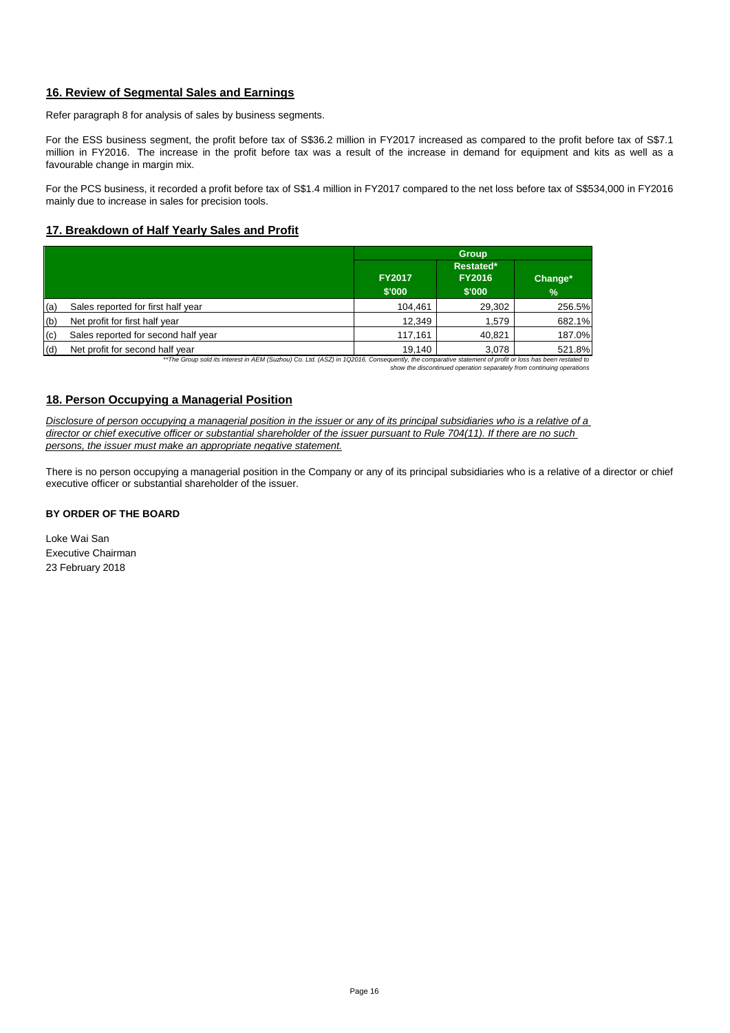## 16. Review of Segmental Sales and Earnings

Refer paragraph 8 for analysis of sales by business segments.

For the ESS business segment, the profit before tax of S$36.2 million in FY2017 increased as compared to the profit before tax of S$7.1 million in FY2016. The increase in the profit before tax was a result of the increase in demand for equipment and kits as well as a favourable change in margin mix.

For the PCS business, it recorded a profit before tax of S$1.4 million in FY2017 compared to the net loss before tax of S$534,000 in FY2016 mainly due to increase in sales for precision tools.

## 17. Breakdown of Half Yearly Sales and Profit

| | | Group | | |
|---|---|---|---|---|
| | | FY2017 $'000 | Restated* FY2016 $'000 | Change* % |
| (a) | Sales reported for first half year | 104,461 | 29,302 | 256.5% |
| (b) | Net profit for first half year | 12,349 | 1,579 | 682.1% |
| (c) | Sales reported for second half year | 117,161 | 40,821 | 187.0% |
| (d) | Net profit for second half year | 19,140 | 3,078 | 521.8% |

*\*\*The Group sold its interest in AEM (Suzhou) Co. Ltd. (ASZ) in 1Q2016. Consequently, the comparative statement of profit or loss has been restated to show the discontinued operation separately from continuing operations*

## 18. Person Occupying a Managerial Position

*Disclosure of person occupying a managerial position in the issuer or any of its principal subsidiaries who is a relative of a director or chief executive officer or substantial shareholder of the issuer pursuant to Rule 704(11). If there are no such persons, the issuer must make an appropriate negative statement.*

There is no person occupying a managerial position in the Company or any of its principal subsidiaries who is a relative of a director or chief executive officer or substantial shareholder of the issuer.

**BY ORDER OF THE BOARD**

Loke Wai San
Executive Chairman
23 February 2018